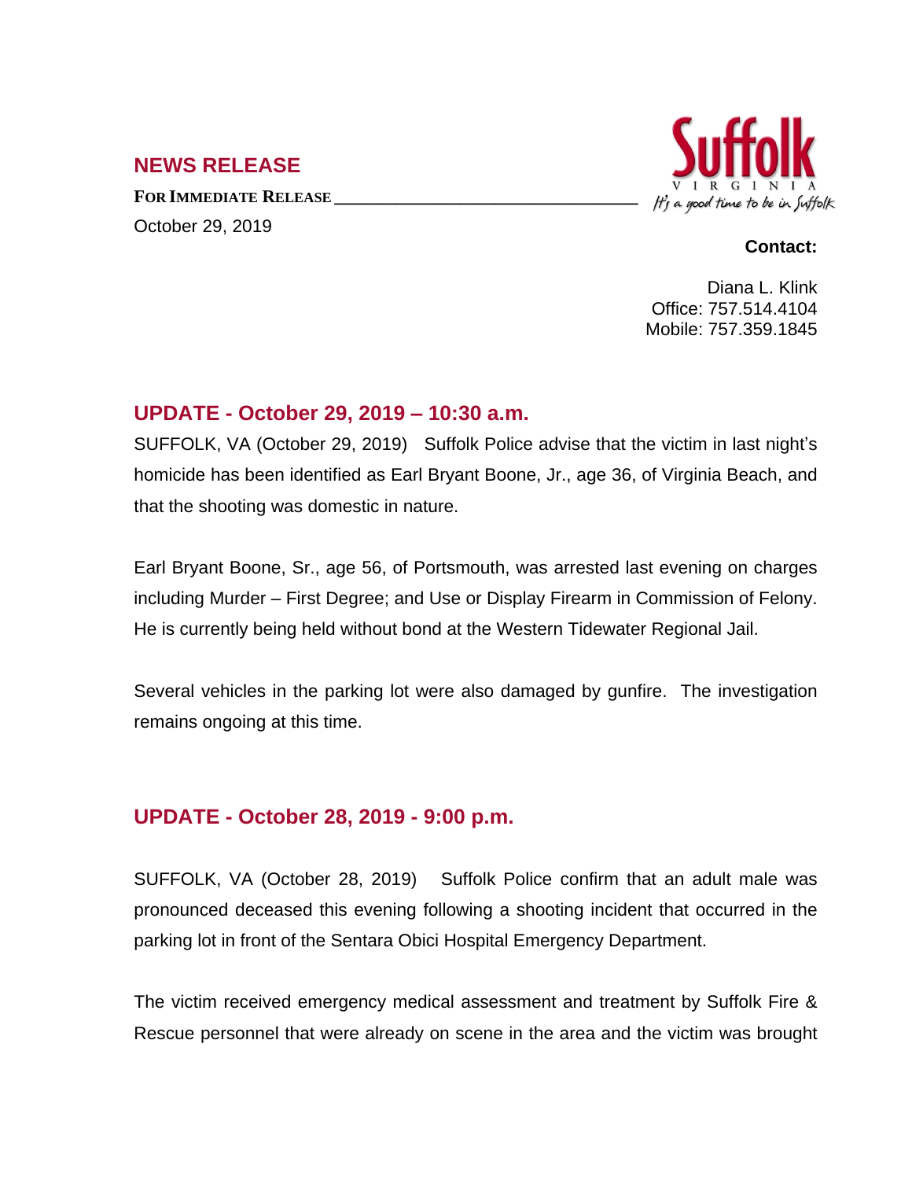## NEWS RELEASE

**FOR IMMEDIATE RELEASE**

October 29, 2019

**Contact:**

Diana L. Klink
Office: 757.514.4104
Mobile: 757.359.1845

## UPDATE - October 29, 2019 – 10:30 a.m.

SUFFOLK, VA (October 29, 2019) Suffolk Police advise that the victim in last night's homicide has been identified as Earl Bryant Boone, Jr., age 36, of Virginia Beach, and that the shooting was domestic in nature.

Earl Bryant Boone, Sr., age 56, of Portsmouth, was arrested last evening on charges including Murder – First Degree; and Use or Display Firearm in Commission of Felony. He is currently being held without bond at the Western Tidewater Regional Jail.

Several vehicles in the parking lot were also damaged by gunfire. The investigation remains ongoing at this time.

## UPDATE - October 28, 2019 - 9:00 p.m.

SUFFOLK, VA (October 28, 2019) Suffolk Police confirm that an adult male was pronounced deceased this evening following a shooting incident that occurred in the parking lot in front of the Sentara Obici Hospital Emergency Department.

The victim received emergency medical assessment and treatment by Suffolk Fire & Rescue personnel that were already on scene in the area and the victim was brought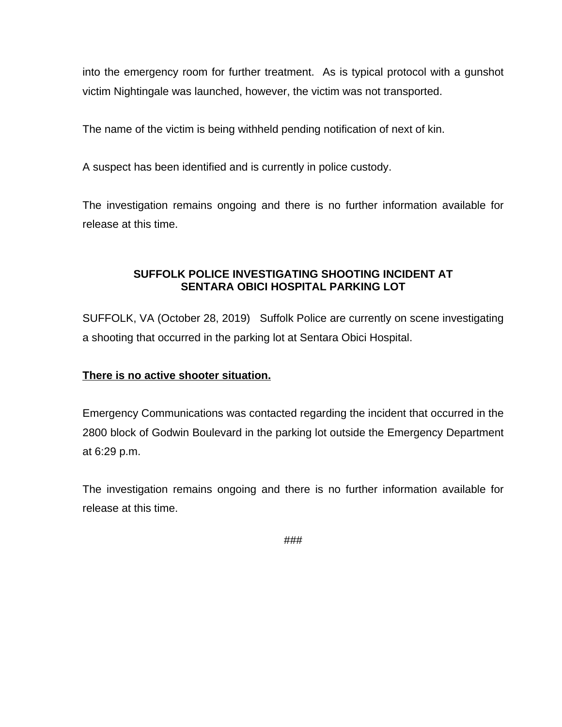into the emergency room for further treatment. As is typical protocol with a gunshot victim Nightingale was launched, however, the victim was not transported.

The name of the victim is being withheld pending notification of next of kin.

A suspect has been identified and is currently in police custody.

The investigation remains ongoing and there is no further information available for release at this time.

## SUFFOLK POLICE INVESTIGATING SHOOTING INCIDENT AT SENTARA OBICI HOSPITAL PARKING LOT

SUFFOLK, VA (October 28, 2019) Suffolk Police are currently on scene investigating a shooting that occurred in the parking lot at Sentara Obici Hospital.

**<u>There is no active shooter situation.</u>**

Emergency Communications was contacted regarding the incident that occurred in the 2800 block of Godwin Boulevard in the parking lot outside the Emergency Department at 6:29 p.m.

The investigation remains ongoing and there is no further information available for release at this time.

###